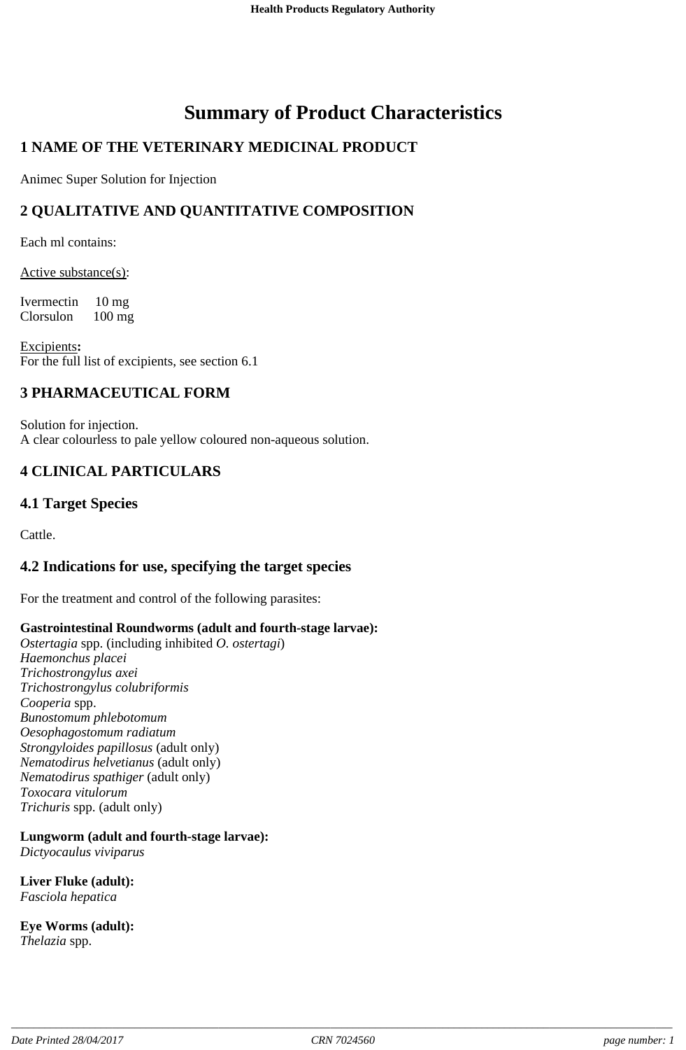# Summary of Product Characteristics

## 1 NAME OF THE VETERINARY MEDICINAL PRODUCT

Animec Super Solution for Injection

## 2 QUALITATIVE AND QUANTITATIVE COMPOSITION

Each ml contains:

Active substance(s):

Ivermectin 10 mg
Clorsulon 100 mg

Excipients**:**
For the full list of excipients, see section 6.1

## 3 PHARMACEUTICAL FORM

Solution for injection.
A clear colourless to pale yellow coloured non-aqueous solution.

## 4 CLINICAL PARTICULARS

### 4.1 Target Species

Cattle.

### 4.2 Indications for use, specifying the target species

For the treatment and control of the following parasites:

**Gastrointestinal Roundworms (adult and fourth-stage larvae):**
*Ostertagia* spp. (including inhibited *O. ostertagi*)
*Haemonchus placei*
*Trichostrongylus axei*
*Trichostrongylus colubriformis*
*Cooperia* spp.
*Bunostomum phlebotomum*
*Oesophagostomum radiatum*
*Strongyloides papillosus* (adult only)
*Nematodirus helvetianus* (adult only)
*Nematodirus spathiger* (adult only)
*Toxocara vitulorum*
*Trichuris* spp. (adult only)

**Lungworm (adult and fourth-stage larvae):**
*Dictyocaulus viviparus*

**Liver Fluke (adult):**
*Fasciola hepatica*

**Eye Worms (adult):**
*Thelazia* spp.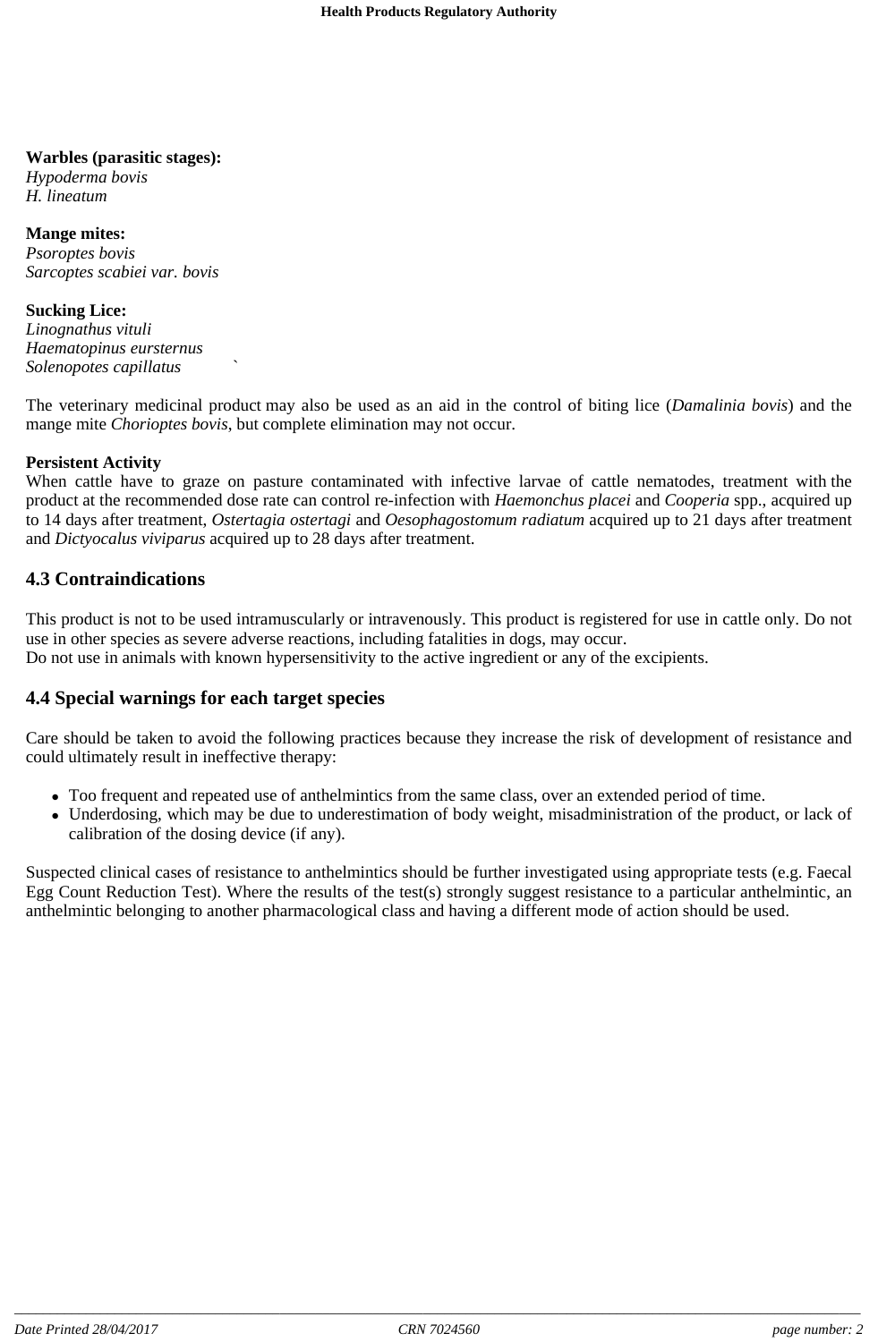**Warbles (parasitic stages):**
*Hypoderma bovis*
*H. lineatum*

**Mange mites:**
*Psoroptes bovis*
*Sarcoptes scabiei var. bovis*

**Sucking Lice:**
*Linognathus vituli*
*Haematopinus eursternus*
*Solenopotes capillatus* `

The veterinary medicinal product may also be used as an aid in the control of biting lice (*Damalinia bovis*) and the mange mite *Chorioptes bovis*, but complete elimination may not occur.

**Persistent Activity**
When cattle have to graze on pasture contaminated with infective larvae of cattle nematodes, treatment with the product at the recommended dose rate can control re-infection with *Haemonchus placei* and *Cooperia* spp., acquired up to 14 days after treatment, *Ostertagia ostertagi* and *Oesophagostomum radiatum* acquired up to 21 days after treatment and *Dictyocalus viviparus* acquired up to 28 days after treatment.

## 4.3 Contraindications

This product is not to be used intramuscularly or intravenously. This product is registered for use in cattle only. Do not use in other species as severe adverse reactions, including fatalities in dogs, may occur.
Do not use in animals with known hypersensitivity to the active ingredient or any of the excipients.

## 4.4 Special warnings for each target species

Care should be taken to avoid the following practices because they increase the risk of development of resistance and could ultimately result in ineffective therapy:

- Too frequent and repeated use of anthelmintics from the same class, over an extended period of time.
- Underdosing, which may be due to underestimation of body weight, misadministration of the product, or lack of calibration of the dosing device (if any).

Suspected clinical cases of resistance to anthelmintics should be further investigated using appropriate tests (e.g. Faecal Egg Count Reduction Test). Where the results of the test(s) strongly suggest resistance to a particular anthelmintic, an anthelmintic belonging to another pharmacological class and having a different mode of action should be used.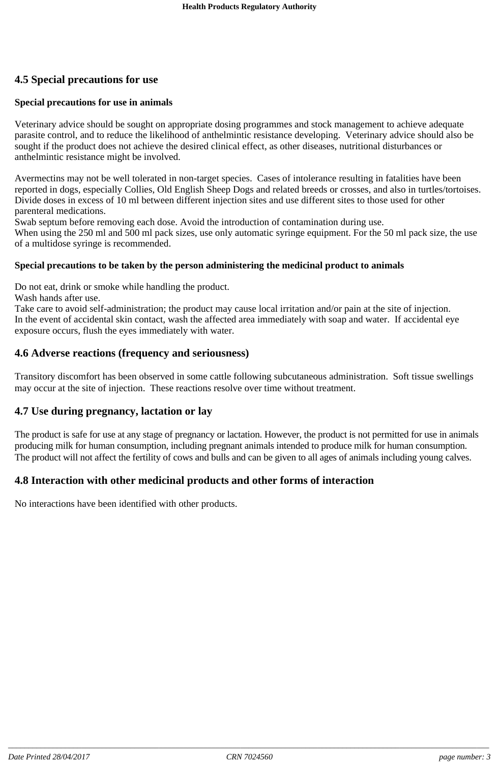## 4.5 Special precautions for use

### Special precautions for use in animals

Veterinary advice should be sought on appropriate dosing programmes and stock management to achieve adequate parasite control, and to reduce the likelihood of anthelmintic resistance developing. Veterinary advice should also be sought if the product does not achieve the desired clinical effect, as other diseases, nutritional disturbances or anthelmintic resistance might be involved.

Avermectins may not be well tolerated in non-target species. Cases of intolerance resulting in fatalities have been reported in dogs, especially Collies, Old English Sheep Dogs and related breeds or crosses, and also in turtles/tortoises.
Divide doses in excess of 10 ml between different injection sites and use different sites to those used for other parenteral medications.
Swab septum before removing each dose. Avoid the introduction of contamination during use.
When using the 250 ml and 500 ml pack sizes, use only automatic syringe equipment. For the 50 ml pack size, the use of a multidose syringe is recommended.

### Special precautions to be taken by the person administering the medicinal product to animals

Do not eat, drink or smoke while handling the product.
Wash hands after use.
Take care to avoid self-administration; the product may cause local irritation and/or pain at the site of injection.
In the event of accidental skin contact, wash the affected area immediately with soap and water. If accidental eye exposure occurs, flush the eyes immediately with water.

## 4.6 Adverse reactions (frequency and seriousness)

Transitory discomfort has been observed in some cattle following subcutaneous administration. Soft tissue swellings may occur at the site of injection. These reactions resolve over time without treatment.

## 4.7 Use during pregnancy, lactation or lay

The product is safe for use at any stage of pregnancy or lactation. However, the product is not permitted for use in animals producing milk for human consumption, including pregnant animals intended to produce milk for human consumption.
The product will not affect the fertility of cows and bulls and can be given to all ages of animals including young calves.

## 4.8 Interaction with other medicinal products and other forms of interaction

No interactions have been identified with other products.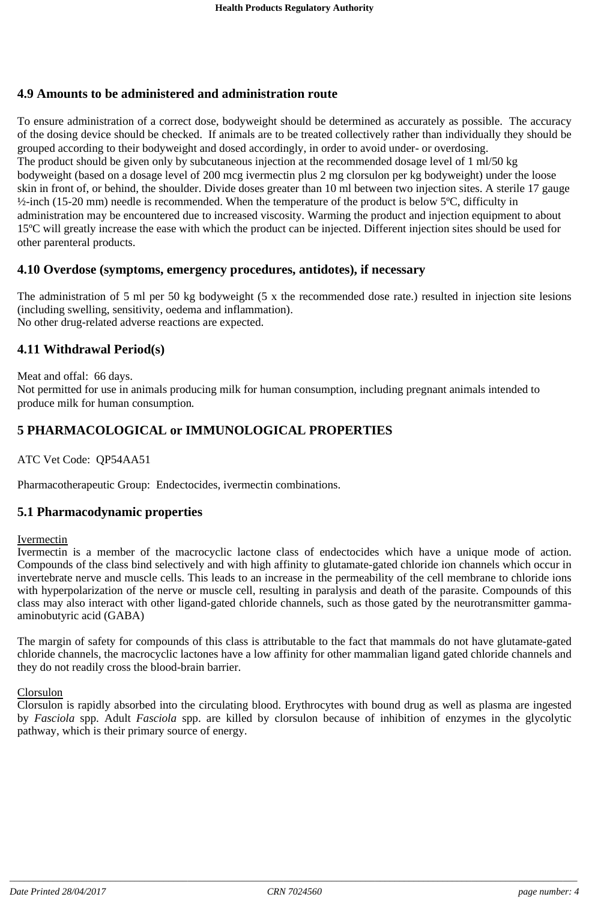## 4.9 Amounts to be administered and administration route

To ensure administration of a correct dose, bodyweight should be determined as accurately as possible. The accuracy of the dosing device should be checked. If animals are to be treated collectively rather than individually they should be grouped according to their bodyweight and dosed accordingly, in order to avoid under- or overdosing.
The product should be given only by subcutaneous injection at the recommended dosage level of 1 ml/50 kg bodyweight (based on a dosage level of 200 mcg ivermectin plus 2 mg clorsulon per kg bodyweight) under the loose skin in front of, or behind, the shoulder. Divide doses greater than 10 ml between two injection sites. A sterile 17 gauge ½-inch (15-20 mm) needle is recommended. When the temperature of the product is below 5ºC, difficulty in administration may be encountered due to increased viscosity. Warming the product and injection equipment to about 15ºC will greatly increase the ease with which the product can be injected. Different injection sites should be used for other parenteral products.

## 4.10 Overdose (symptoms, emergency procedures, antidotes), if necessary

The administration of 5 ml per 50 kg bodyweight (5 x the recommended dose rate.) resulted in injection site lesions (including swelling, sensitivity, oedema and inflammation).
No other drug-related adverse reactions are expected.

## 4.11 Withdrawal Period(s)

Meat and offal: 66 days.
Not permitted for use in animals producing milk for human consumption, including pregnant animals intended to produce milk for human consumption.

# 5 PHARMACOLOGICAL or IMMUNOLOGICAL PROPERTIES

ATC Vet Code: QP54AA51

Pharmacotherapeutic Group: Endectocides, ivermectin combinations.

## 5.1 Pharmacodynamic properties

Ivermectin
Ivermectin is a member of the macrocyclic lactone class of endectocides which have a unique mode of action. Compounds of the class bind selectively and with high affinity to glutamate-gated chloride ion channels which occur in invertebrate nerve and muscle cells. This leads to an increase in the permeability of the cell membrane to chloride ions with hyperpolarization of the nerve or muscle cell, resulting in paralysis and death of the parasite. Compounds of this class may also interact with other ligand-gated chloride channels, such as those gated by the neurotransmitter gamma-aminobutyric acid (GABA)

The margin of safety for compounds of this class is attributable to the fact that mammals do not have glutamate-gated chloride channels, the macrocyclic lactones have a low affinity for other mammalian ligand gated chloride channels and they do not readily cross the blood-brain barrier.

Clorsulon
Clorsulon is rapidly absorbed into the circulating blood. Erythrocytes with bound drug as well as plasma are ingested by *Fasciola* spp. Adult *Fasciola* spp. are killed by clorsulon because of inhibition of enzymes in the glycolytic pathway, which is their primary source of energy.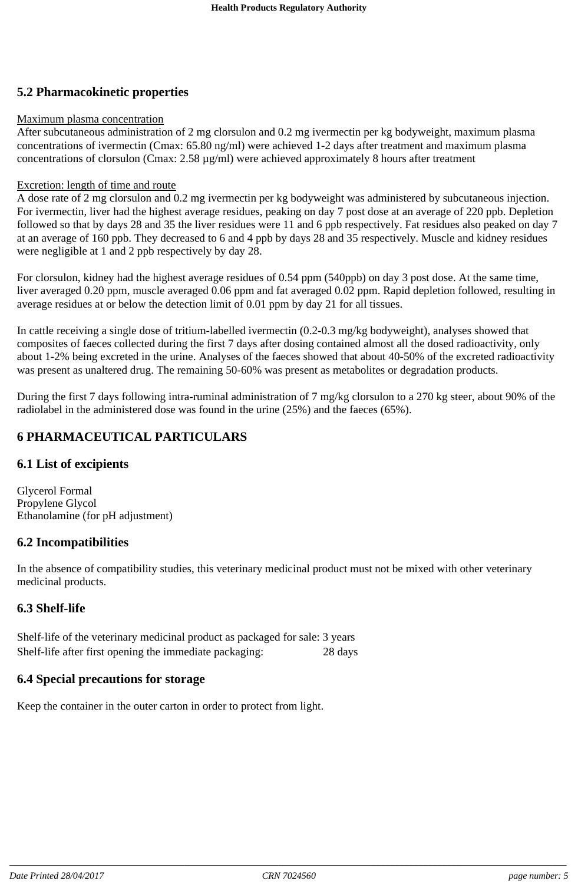## 5.2 Pharmacokinetic properties

Maximum plasma concentration

After subcutaneous administration of 2 mg clorsulon and 0.2 mg ivermectin per kg bodyweight, maximum plasma concentrations of ivermectin (Cmax: 65.80 ng/ml) were achieved 1-2 days after treatment and maximum plasma concentrations of clorsulon (Cmax: 2.58 µg/ml) were achieved approximately 8 hours after treatment

Excretion: length of time and route

A dose rate of 2 mg clorsulon and 0.2 mg ivermectin per kg bodyweight was administered by subcutaneous injection. For ivermectin, liver had the highest average residues, peaking on day 7 post dose at an average of 220 ppb. Depletion followed so that by days 28 and 35 the liver residues were 11 and 6 ppb respectively. Fat residues also peaked on day 7 at an average of 160 ppb. They decreased to 6 and 4 ppb by days 28 and 35 respectively. Muscle and kidney residues were negligible at 1 and 2 ppb respectively by day 28.

For clorsulon, kidney had the highest average residues of 0.54 ppm (540ppb) on day 3 post dose. At the same time, liver averaged 0.20 ppm, muscle averaged 0.06 ppm and fat averaged 0.02 ppm. Rapid depletion followed, resulting in average residues at or below the detection limit of 0.01 ppm by day 21 for all tissues.

In cattle receiving a single dose of tritium-labelled ivermectin (0.2-0.3 mg/kg bodyweight), analyses showed that composites of faeces collected during the first 7 days after dosing contained almost all the dosed radioactivity, only about 1-2% being excreted in the urine. Analyses of the faeces showed that about 40-50% of the excreted radioactivity was present as unaltered drug. The remaining 50-60% was present as metabolites or degradation products.

During the first 7 days following intra-ruminal administration of 7 mg/kg clorsulon to a 270 kg steer, about 90% of the radiolabel in the administered dose was found in the urine (25%) and the faeces (65%).

# 6 PHARMACEUTICAL PARTICULARS

## 6.1 List of excipients

Glycerol Formal
Propylene Glycol
Ethanolamine (for pH adjustment)

## 6.2 Incompatibilities

In the absence of compatibility studies, this veterinary medicinal product must not be mixed with other veterinary medicinal products.

## 6.3 Shelf-life

Shelf-life of the veterinary medicinal product as packaged for sale: 3 years
Shelf-life after first opening the immediate packaging: 28 days

## 6.4 Special precautions for storage

Keep the container in the outer carton in order to protect from light.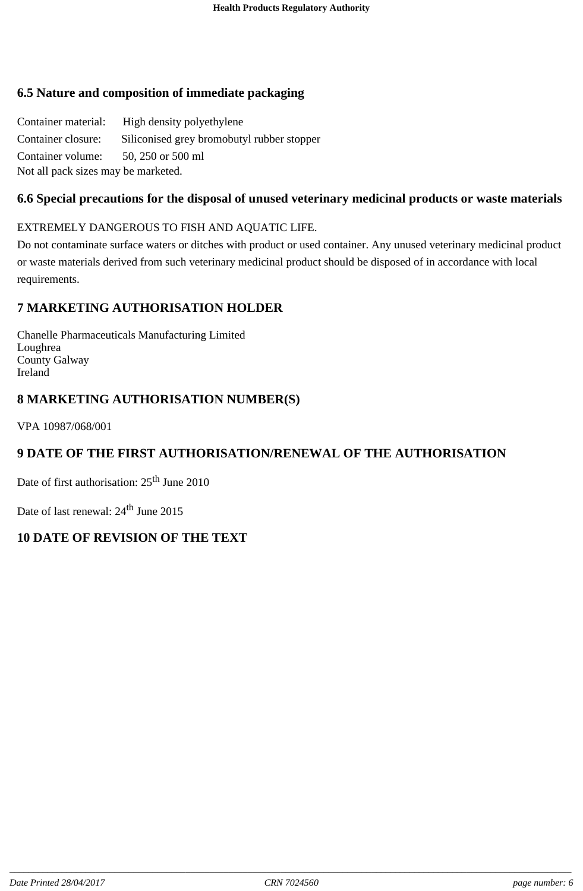### 6.5 Nature and composition of immediate packaging

Container material: High density polyethylene

Container closure: Siliconised grey bromobutyl rubber stopper

Container volume: 50, 250 or 500 ml

Not all pack sizes may be marketed.

### 6.6 Special precautions for the disposal of unused veterinary medicinal products or waste materials

EXTREMELY DANGEROUS TO FISH AND AQUATIC LIFE.

Do not contaminate surface waters or ditches with product or used container. Any unused veterinary medicinal product or waste materials derived from such veterinary medicinal product should be disposed of in accordance with local requirements.

## 7 MARKETING AUTHORISATION HOLDER

Chanelle Pharmaceuticals Manufacturing Limited
Loughrea
County Galway
Ireland

## 8 MARKETING AUTHORISATION NUMBER(S)

VPA 10987/068/001

## 9 DATE OF THE FIRST AUTHORISATION/RENEWAL OF THE AUTHORISATION

Date of first authorisation: 25th June 2010

Date of last renewal: 24th June 2015

## 10 DATE OF REVISION OF THE TEXT